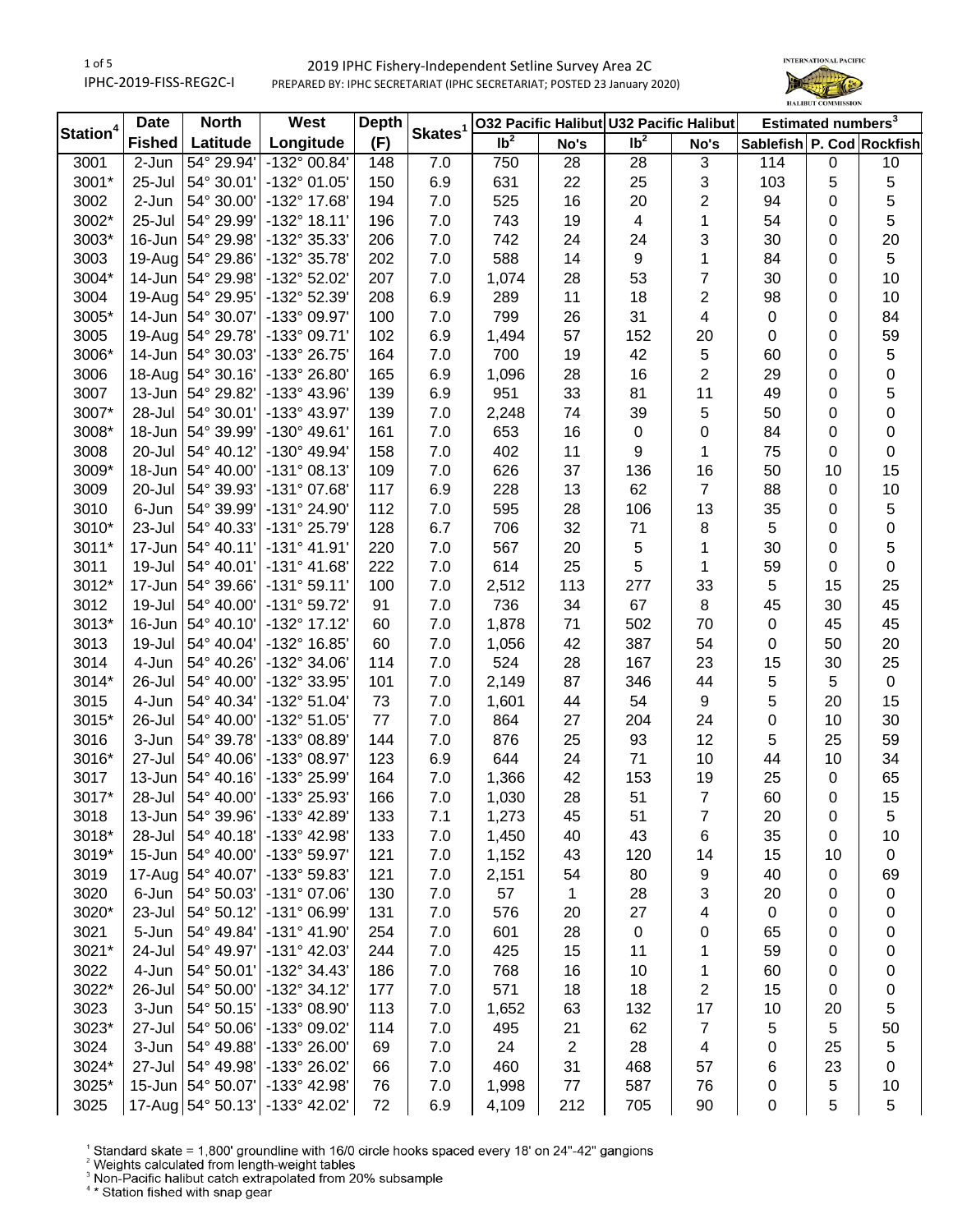# 2019 IPHC Fishery-Independent Setline Survey Area 2C

IPHC-2019-FISS-REG2C-I

PREPARED BY: IPHC SECRETARIAT (IPHC SECRETARIAT; POSTED 23 January 2020)

| Station[4] | Date | North | West | Depth | Skates[1] | O32 Pacific Halibut | | U32 Pacific Halibut | | Estimated numbers[3] | | |
|---|---|---|---|---|---|---|---|---|---|---|---|---|
| | Fished | Latitude | Longitude | (F) | | lb[2] | No's | lb[2] | No's | Sablefish | P. Cod | Rockfish |
| 3001 | 2-Jun | 54° 29.94' | -132° 00.84' | 148 | 7.0 | 750 | 28 | 28 | 3 | 114 | 0 | 10 |
| 3001* | 25-Jul | 54° 30.01' | -132° 01.05' | 150 | 6.9 | 631 | 22 | 25 | 3 | 103 | 5 | 5 |
| 3002 | 2-Jun | 54° 30.00' | -132° 17.68' | 194 | 7.0 | 525 | 16 | 20 | 2 | 94 | 0 | 5 |
| 3002* | 25-Jul | 54° 29.99' | -132° 18.11' | 196 | 7.0 | 743 | 19 | 4 | 1 | 54 | 0 | 5 |
| 3003* | 16-Jun | 54° 29.98' | -132° 35.33' | 206 | 7.0 | 742 | 24 | 24 | 3 | 30 | 0 | 20 |
| 3003 | 19-Aug | 54° 29.86' | -132° 35.78' | 202 | 7.0 | 588 | 14 | 9 | 1 | 84 | 0 | 5 |
| 3004* | 14-Jun | 54° 29.98' | -132° 52.02' | 207 | 7.0 | 1,074 | 28 | 53 | 7 | 30 | 0 | 10 |
| 3004 | 19-Aug | 54° 29.95' | -132° 52.39' | 208 | 6.9 | 289 | 11 | 18 | 2 | 98 | 0 | 10 |
| 3005* | 14-Jun | 54° 30.07' | -133° 09.97' | 100 | 7.0 | 799 | 26 | 31 | 4 | 0 | 0 | 84 |
| 3005 | 19-Aug | 54° 29.78' | -133° 09.71' | 102 | 6.9 | 1,494 | 57 | 152 | 20 | 0 | 0 | 59 |
| 3006* | 14-Jun | 54° 30.03' | -133° 26.75' | 164 | 7.0 | 700 | 19 | 42 | 5 | 60 | 0 | 5 |
| 3006 | 18-Aug | 54° 30.16' | -133° 26.80' | 165 | 6.9 | 1,096 | 28 | 16 | 2 | 29 | 0 | 0 |
| 3007 | 13-Jun | 54° 29.82' | -133° 43.96' | 139 | 6.9 | 951 | 33 | 81 | 11 | 49 | 0 | 5 |
| 3007* | 28-Jul | 54° 30.01' | -133° 43.97' | 139 | 7.0 | 2,248 | 74 | 39 | 5 | 50 | 0 | 0 |
| 3008* | 18-Jun | 54° 39.99' | -130° 49.61' | 161 | 7.0 | 653 | 16 | 0 | 0 | 84 | 0 | 0 |
| 3008 | 20-Jul | 54° 40.12' | -130° 49.94' | 158 | 7.0 | 402 | 11 | 9 | 1 | 75 | 0 | 0 |
| 3009* | 18-Jun | 54° 40.00' | -131° 08.13' | 109 | 7.0 | 626 | 37 | 136 | 16 | 50 | 10 | 15 |
| 3009 | 20-Jul | 54° 39.93' | -131° 07.68' | 117 | 6.9 | 228 | 13 | 62 | 7 | 88 | 0 | 10 |
| 3010 | 6-Jun | 54° 39.99' | -131° 24.90' | 112 | 7.0 | 595 | 28 | 106 | 13 | 35 | 0 | 5 |
| 3010* | 23-Jul | 54° 40.33' | -131° 25.79' | 128 | 6.7 | 706 | 32 | 71 | 8 | 5 | 0 | 0 |
| 3011* | 17-Jun | 54° 40.11' | -131° 41.91' | 220 | 7.0 | 567 | 20 | 5 | 1 | 30 | 0 | 5 |
| 3011 | 19-Jul | 54° 40.01' | -131° 41.68' | 222 | 7.0 | 614 | 25 | 5 | 1 | 59 | 0 | 0 |
| 3012* | 17-Jun | 54° 39.66' | -131° 59.11' | 100 | 7.0 | 2,512 | 113 | 277 | 33 | 5 | 15 | 25 |
| 3012 | 19-Jul | 54° 40.00' | -131° 59.72' | 91 | 7.0 | 736 | 34 | 67 | 8 | 45 | 30 | 45 |
| 3013* | 16-Jun | 54° 40.10' | -132° 17.12' | 60 | 7.0 | 1,878 | 71 | 502 | 70 | 0 | 45 | 45 |
| 3013 | 19-Jul | 54° 40.04' | -132° 16.85' | 60 | 7.0 | 1,056 | 42 | 387 | 54 | 0 | 50 | 20 |
| 3014 | 4-Jun | 54° 40.26' | -132° 34.06' | 114 | 7.0 | 524 | 28 | 167 | 23 | 15 | 30 | 25 |
| 3014* | 26-Jul | 54° 40.00' | -132° 33.95' | 101 | 7.0 | 2,149 | 87 | 346 | 44 | 5 | 5 | 0 |
| 3015 | 4-Jun | 54° 40.34' | -132° 51.04' | 73 | 7.0 | 1,601 | 44 | 54 | 9 | 5 | 20 | 15 |
| 3015* | 26-Jul | 54° 40.00' | -132° 51.05' | 77 | 7.0 | 864 | 27 | 204 | 24 | 0 | 10 | 30 |
| 3016 | 3-Jun | 54° 39.78' | -133° 08.89' | 144 | 7.0 | 876 | 25 | 93 | 12 | 5 | 25 | 59 |
| 3016* | 27-Jul | 54° 40.06' | -133° 08.97' | 123 | 6.9 | 644 | 24 | 71 | 10 | 44 | 10 | 34 |
| 3017 | 13-Jun | 54° 40.16' | -133° 25.99' | 164 | 7.0 | 1,366 | 42 | 153 | 19 | 25 | 0 | 65 |
| 3017* | 28-Jul | 54° 40.00' | -133° 25.93' | 166 | 7.0 | 1,030 | 28 | 51 | 7 | 60 | 0 | 15 |
| 3018 | 13-Jun | 54° 39.96' | -133° 42.89' | 133 | 7.1 | 1,273 | 45 | 51 | 7 | 20 | 0 | 5 |
| 3018* | 28-Jul | 54° 40.18' | -133° 42.98' | 133 | 7.0 | 1,450 | 40 | 43 | 6 | 35 | 0 | 10 |
| 3019* | 15-Jun | 54° 40.00' | -133° 59.97' | 121 | 7.0 | 1,152 | 43 | 120 | 14 | 15 | 10 | 0 |
| 3019 | 17-Aug | 54° 40.07' | -133° 59.83' | 121 | 7.0 | 2,151 | 54 | 80 | 9 | 40 | 0 | 69 |
| 3020 | 6-Jun | 54° 50.03' | -131° 07.06' | 130 | 7.0 | 57 | 1 | 28 | 3 | 20 | 0 | 0 |
| 3020* | 23-Jul | 54° 50.12' | -131° 06.99' | 131 | 7.0 | 576 | 20 | 27 | 4 | 0 | 0 | 0 |
| 3021 | 5-Jun | 54° 49.84' | -131° 41.90' | 254 | 7.0 | 601 | 28 | 0 | 0 | 65 | 0 | 0 |
| 3021* | 24-Jul | 54° 49.97' | -131° 42.03' | 244 | 7.0 | 425 | 15 | 11 | 1 | 59 | 0 | 0 |
| 3022 | 4-Jun | 54° 50.01' | -132° 34.43' | 186 | 7.0 | 768 | 16 | 10 | 1 | 60 | 0 | 0 |
| 3022* | 26-Jul | 54° 50.00' | -132° 34.12' | 177 | 7.0 | 571 | 18 | 18 | 2 | 15 | 0 | 0 |
| 3023 | 3-Jun | 54° 50.15' | -133° 08.90' | 113 | 7.0 | 1,652 | 63 | 132 | 17 | 10 | 20 | 5 |
| 3023* | 27-Jul | 54° 50.06' | -133° 09.02' | 114 | 7.0 | 495 | 21 | 62 | 7 | 5 | 5 | 50 |
| 3024 | 3-Jun | 54° 49.88' | -133° 26.00' | 69 | 7.0 | 24 | 2 | 28 | 4 | 0 | 25 | 5 |
| 3024* | 27-Jul | 54° 49.98' | -133° 26.02' | 66 | 7.0 | 460 | 31 | 468 | 57 | 6 | 23 | 0 |
| 3025* | 15-Jun | 54° 50.07' | -133° 42.98' | 76 | 7.0 | 1,998 | 77 | 587 | 76 | 0 | 5 | 10 |
| 3025 | 17-Aug | 54° 50.13' | -133° 42.02' | 72 | 6.9 | 4,109 | 212 | 705 | 90 | 0 | 5 | 5 |

[1] Standard skate = 1,800' groundline with 16/0 circle hooks spaced every 18' on 24"-42" gangions

[2] Weights calculated from length-weight tables

[3] Non-Pacific halibut catch extrapolated from 20% subsample

[4] * Station fished with snap gear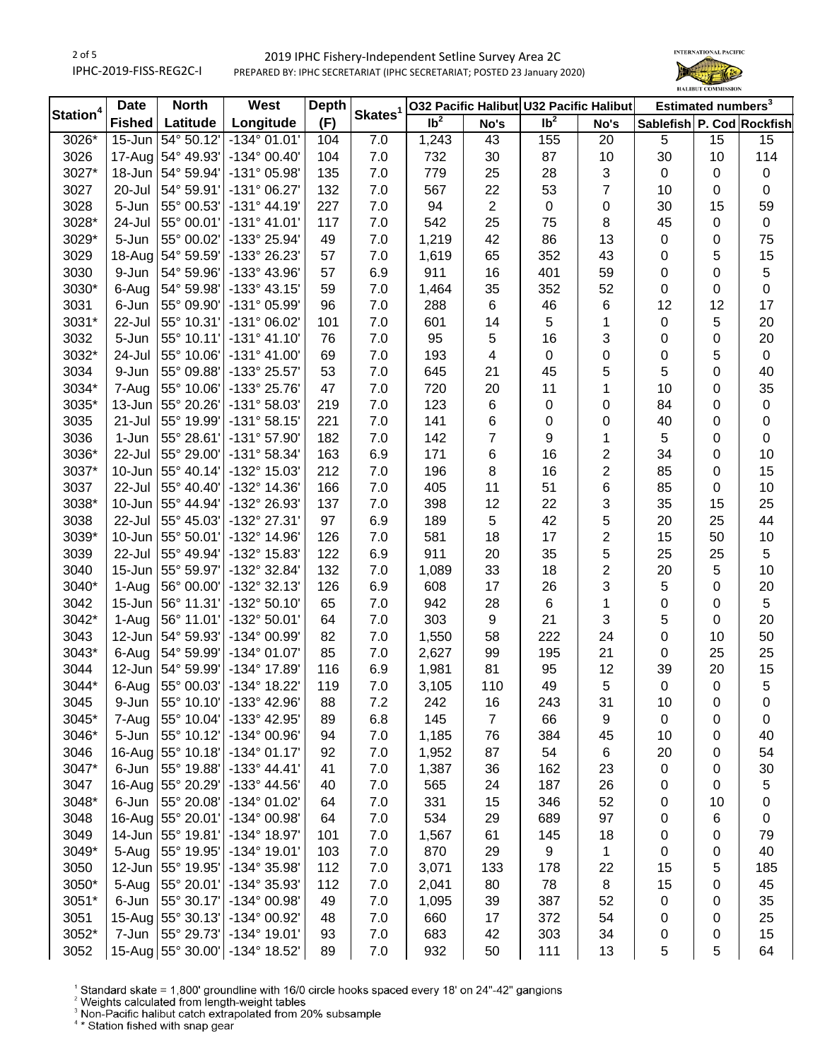# 2019 IPHC Fishery-Independent Setline Survey Area 2C

PREPARED BY: IPHC SECRETARIAT (IPHC SECRETARIAT; POSTED 23 January 2020)

| Station[4] | Date | North | West | Depth | Skates[1] | O32 Pacific Halibut | | U32 Pacific Halibut | | Estimated numbers[3] | | |
|---|---|---|---|---|---|---|---|---|---|---|---|---|
| | Fished | Latitude | Longitude | (F) | | lb[2] | No's | lb[2] | No's | Sablefish | P. Cod | Rockfish |
| 3026* | 15-Jun | 54° 50.12' | -134° 01.01' | 104 | 7.0 | 1,243 | 43 | 155 | 20 | 5 | 15 | 15 |
| 3026 | 17-Aug | 54° 49.93' | -134° 00.40' | 104 | 7.0 | 732 | 30 | 87 | 10 | 30 | 10 | 114 |
| 3027* | 18-Jun | 54° 59.94' | -131° 05.98' | 135 | 7.0 | 779 | 25 | 28 | 3 | 0 | 0 | 0 |
| 3027 | 20-Jul | 54° 59.91' | -131° 06.27' | 132 | 7.0 | 567 | 22 | 53 | 7 | 10 | 0 | 0 |
| 3028 | 5-Jun | 55° 00.53' | -131° 44.19' | 227 | 7.0 | 94 | 2 | 0 | 0 | 30 | 15 | 59 |
| 3028* | 24-Jul | 55° 00.01' | -131° 41.01' | 117 | 7.0 | 542 | 25 | 75 | 8 | 45 | 0 | 0 |
| 3029* | 5-Jun | 55° 00.02' | -133° 25.94' | 49 | 7.0 | 1,219 | 42 | 86 | 13 | 0 | 0 | 75 |
| 3029 | 18-Aug | 54° 59.59' | -133° 26.23' | 57 | 7.0 | 1,619 | 65 | 352 | 43 | 0 | 5 | 15 |
| 3030 | 9-Jun | 54° 59.96' | -133° 43.96' | 57 | 6.9 | 911 | 16 | 401 | 59 | 0 | 0 | 5 |
| 3030* | 6-Aug | 54° 59.98' | -133° 43.15' | 59 | 7.0 | 1,464 | 35 | 352 | 52 | 0 | 0 | 0 |
| 3031 | 6-Jun | 55° 09.90' | -131° 05.99' | 96 | 7.0 | 288 | 6 | 46 | 6 | 12 | 12 | 17 |
| 3031* | 22-Jul | 55° 10.31' | -131° 06.02' | 101 | 7.0 | 601 | 14 | 5 | 1 | 0 | 5 | 20 |
| 3032 | 5-Jun | 55° 10.11' | -131° 41.10' | 76 | 7.0 | 95 | 5 | 16 | 3 | 0 | 0 | 20 |
| 3032* | 24-Jul | 55° 10.06' | -131° 41.00' | 69 | 7.0 | 193 | 4 | 0 | 0 | 0 | 5 | 0 |
| 3034 | 9-Jun | 55° 09.88' | -133° 25.57' | 53 | 7.0 | 645 | 21 | 45 | 5 | 5 | 0 | 40 |
| 3034* | 7-Aug | 55° 10.06' | -133° 25.76' | 47 | 7.0 | 720 | 20 | 11 | 1 | 10 | 0 | 35 |
| 3035* | 13-Jun | 55° 20.26' | -131° 58.03' | 219 | 7.0 | 123 | 6 | 0 | 0 | 84 | 0 | 0 |
| 3035 | 21-Jul | 55° 19.99' | -131° 58.15' | 221 | 7.0 | 141 | 6 | 0 | 0 | 40 | 0 | 0 |
| 3036 | 1-Jun | 55° 28.61' | -131° 57.90' | 182 | 7.0 | 142 | 7 | 9 | 1 | 5 | 0 | 0 |
| 3036* | 22-Jul | 55° 29.00' | -131° 58.34' | 163 | 6.9 | 171 | 6 | 16 | 2 | 34 | 0 | 10 |
| 3037* | 10-Jun | 55° 40.14' | -132° 15.03' | 212 | 7.0 | 196 | 8 | 16 | 2 | 85 | 0 | 15 |
| 3037 | 22-Jul | 55° 40.40' | -132° 14.36' | 166 | 7.0 | 405 | 11 | 51 | 6 | 85 | 0 | 10 |
| 3038* | 10-Jun | 55° 44.94' | -132° 26.93' | 137 | 7.0 | 398 | 12 | 22 | 3 | 35 | 15 | 25 |
| 3038 | 22-Jul | 55° 45.03' | -132° 27.31' | 97 | 6.9 | 189 | 5 | 42 | 5 | 20 | 25 | 44 |
| 3039* | 10-Jun | 55° 50.01' | -132° 14.96' | 126 | 7.0 | 581 | 18 | 17 | 2 | 15 | 50 | 10 |
| 3039 | 22-Jul | 55° 49.94' | -132° 15.83' | 122 | 6.9 | 911 | 20 | 35 | 5 | 25 | 25 | 5 |
| 3040 | 15-Jun | 55° 59.97' | -132° 32.84' | 132 | 7.0 | 1,089 | 33 | 18 | 2 | 20 | 5 | 10 |
| 3040* | 1-Aug | 56° 00.00' | -132° 32.13' | 126 | 6.9 | 608 | 17 | 26 | 3 | 5 | 0 | 20 |
| 3042 | 15-Jun | 56° 11.31' | -132° 50.10' | 65 | 7.0 | 942 | 28 | 6 | 1 | 0 | 0 | 5 |
| 3042* | 1-Aug | 56° 11.01' | -132° 50.01' | 64 | 7.0 | 303 | 9 | 21 | 3 | 5 | 0 | 20 |
| 3043 | 12-Jun | 54° 59.93' | -134° 00.99' | 82 | 7.0 | 1,550 | 58 | 222 | 24 | 0 | 10 | 50 |
| 3043* | 6-Aug | 54° 59.99' | -134° 01.07' | 85 | 7.0 | 2,627 | 99 | 195 | 21 | 0 | 25 | 25 |
| 3044 | 12-Jun | 54° 59.99' | -134° 17.89' | 116 | 6.9 | 1,981 | 81 | 95 | 12 | 39 | 20 | 15 |
| 3044* | 6-Aug | 55° 00.03' | -134° 18.22' | 119 | 7.0 | 3,105 | 110 | 49 | 5 | 0 | 0 | 5 |
| 3045 | 9-Jun | 55° 10.10' | -133° 42.96' | 88 | 7.2 | 242 | 16 | 243 | 31 | 10 | 0 | 0 |
| 3045* | 7-Aug | 55° 10.04' | -133° 42.95' | 89 | 6.8 | 145 | 7 | 66 | 9 | 0 | 0 | 0 |
| 3046* | 5-Jun | 55° 10.12' | -134° 00.96' | 94 | 7.0 | 1,185 | 76 | 384 | 45 | 10 | 0 | 40 |
| 3046 | 16-Aug | 55° 10.18' | -134° 01.17' | 92 | 7.0 | 1,952 | 87 | 54 | 6 | 20 | 0 | 54 |
| 3047* | 6-Jun | 55° 19.88' | -133° 44.41' | 41 | 7.0 | 1,387 | 36 | 162 | 23 | 0 | 0 | 30 |
| 3047 | 16-Aug | 55° 20.29' | -133° 44.56' | 40 | 7.0 | 565 | 24 | 187 | 26 | 0 | 0 | 5 |
| 3048* | 6-Jun | 55° 20.08' | -134° 01.02' | 64 | 7.0 | 331 | 15 | 346 | 52 | 0 | 10 | 0 |
| 3048 | 16-Aug | 55° 20.01' | -134° 00.98' | 64 | 7.0 | 534 | 29 | 689 | 97 | 0 | 6 | 0 |
| 3049 | 14-Jun | 55° 19.81' | -134° 18.97' | 101 | 7.0 | 1,567 | 61 | 145 | 18 | 0 | 0 | 79 |
| 3049* | 5-Aug | 55° 19.95' | -134° 19.01' | 103 | 7.0 | 870 | 29 | 9 | 1 | 0 | 0 | 40 |
| 3050 | 12-Jun | 55° 19.95' | -134° 35.98' | 112 | 7.0 | 3,071 | 133 | 178 | 22 | 15 | 5 | 185 |
| 3050* | 5-Aug | 55° 20.01' | -134° 35.93' | 112 | 7.0 | 2,041 | 80 | 78 | 8 | 15 | 0 | 45 |
| 3051* | 6-Jun | 55° 30.17' | -134° 00.98' | 49 | 7.0 | 1,095 | 39 | 387 | 52 | 0 | 0 | 35 |
| 3051 | 15-Aug | 55° 30.13' | -134° 00.92' | 48 | 7.0 | 660 | 17 | 372 | 54 | 0 | 0 | 25 |
| 3052* | 7-Jun | 55° 29.73' | -134° 19.01' | 93 | 7.0 | 683 | 42 | 303 | 34 | 0 | 0 | 15 |
| 3052 | 15-Aug | 55° 30.00' | -134° 18.52' | 89 | 7.0 | 932 | 50 | 111 | 13 | 5 | 5 | 64 |

[1] Standard skate = 1,800' groundline with 16/0 circle hooks spaced every 18' on 24"-42" gangions
[2] Weights calculated from length-weight tables
[3] Non-Pacific halibut catch extrapolated from 20% subsample
[4] * Station fished with snap gear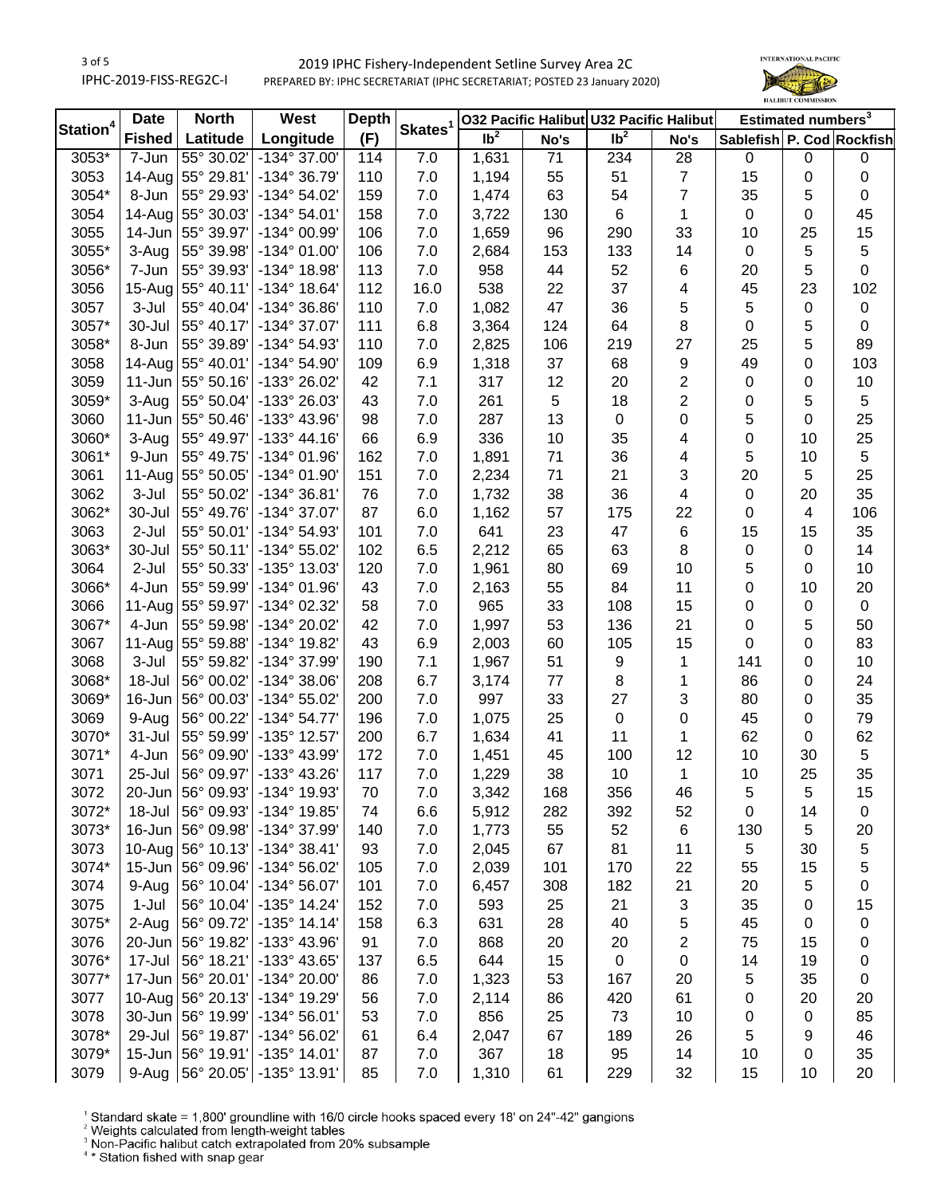# 2019 IPHC Fishery-Independent Setline Survey Area 2C

PREPARED BY: IPHC SECRETARIAT (IPHC SECRETARIAT; POSTED 23 January 2020)

| Station[4] | Date | North | West | Depth | Skates[1] | O32 Pacific Halibut | | U32 Pacific Halibut | | Estimated numbers[3] | | |
|---|---|---|---|---|---|---|---|---|---|---|---|---|
| | Fished | Latitude | Longitude | (F) | | lb[2] | No's | lb[2] | No's | Sablefish | P. Cod | Rockfish |
| 3053* | 7-Jun | 55° 30.02' | -134° 37.00' | 114 | 7.0 | 1,631 | 71 | 234 | 28 | 0 | 0 | 0 |
| 3053 | 14-Aug | 55° 29.81' | -134° 36.79' | 110 | 7.0 | 1,194 | 55 | 51 | 7 | 15 | 0 | 0 |
| 3054* | 8-Jun | 55° 29.93' | -134° 54.02' | 159 | 7.0 | 1,474 | 63 | 54 | 7 | 35 | 5 | 0 |
| 3054 | 14-Aug | 55° 30.03' | -134° 54.01' | 158 | 7.0 | 3,722 | 130 | 6 | 1 | 0 | 0 | 45 |
| 3055 | 14-Jun | 55° 39.97' | -134° 00.99' | 106 | 7.0 | 1,659 | 96 | 290 | 33 | 10 | 25 | 15 |
| 3055* | 3-Aug | 55° 39.98' | -134° 01.00' | 106 | 7.0 | 2,684 | 153 | 133 | 14 | 0 | 5 | 5 |
| 3056* | 7-Jun | 55° 39.93' | -134° 18.98' | 113 | 7.0 | 958 | 44 | 52 | 6 | 20 | 5 | 0 |
| 3056 | 15-Aug | 55° 40.11' | -134° 18.64' | 112 | 16.0 | 538 | 22 | 37 | 4 | 45 | 23 | 102 |
| 3057 | 3-Jul | 55° 40.04' | -134° 36.86' | 110 | 7.0 | 1,082 | 47 | 36 | 5 | 5 | 0 | 0 |
| 3057* | 30-Jul | 55° 40.17' | -134° 37.07' | 111 | 6.8 | 3,364 | 124 | 64 | 8 | 0 | 5 | 0 |
| 3058* | 8-Jun | 55° 39.89' | -134° 54.93' | 110 | 7.0 | 2,825 | 106 | 219 | 27 | 25 | 5 | 89 |
| 3058 | 14-Aug | 55° 40.01' | -134° 54.90' | 109 | 6.9 | 1,318 | 37 | 68 | 9 | 49 | 0 | 103 |
| 3059 | 11-Jun | 55° 50.16' | -133° 26.02' | 42 | 7.1 | 317 | 12 | 20 | 2 | 0 | 0 | 10 |
| 3059* | 3-Aug | 55° 50.04' | -133° 26.03' | 43 | 7.0 | 261 | 5 | 18 | 2 | 0 | 5 | 5 |
| 3060 | 11-Jun | 55° 50.46' | -133° 43.96' | 98 | 7.0 | 287 | 13 | 0 | 0 | 5 | 0 | 25 |
| 3060* | 3-Aug | 55° 49.97' | -133° 44.16' | 66 | 6.9 | 336 | 10 | 35 | 4 | 0 | 10 | 25 |
| 3061* | 9-Jun | 55° 49.75' | -134° 01.96' | 162 | 7.0 | 1,891 | 71 | 36 | 4 | 5 | 10 | 5 |
| 3061 | 11-Aug | 55° 50.05' | -134° 01.90' | 151 | 7.0 | 2,234 | 71 | 21 | 3 | 20 | 5 | 25 |
| 3062 | 3-Jul | 55° 50.02' | -134° 36.81' | 76 | 7.0 | 1,732 | 38 | 36 | 4 | 0 | 20 | 35 |
| 3062* | 30-Jul | 55° 49.76' | -134° 37.07' | 87 | 6.0 | 1,162 | 57 | 175 | 22 | 0 | 4 | 106 |
| 3063 | 2-Jul | 55° 50.01' | -134° 54.93' | 101 | 7.0 | 641 | 23 | 47 | 6 | 15 | 15 | 35 |
| 3063* | 30-Jul | 55° 50.11' | -134° 55.02' | 102 | 6.5 | 2,212 | 65 | 63 | 8 | 0 | 0 | 14 |
| 3064 | 2-Jul | 55° 50.33' | -135° 13.03' | 120 | 7.0 | 1,961 | 80 | 69 | 10 | 5 | 0 | 10 |
| 3066* | 4-Jun | 55° 59.99' | -134° 01.96' | 43 | 7.0 | 2,163 | 55 | 84 | 11 | 0 | 10 | 20 |
| 3066 | 11-Aug | 55° 59.97' | -134° 02.32' | 58 | 7.0 | 965 | 33 | 108 | 15 | 0 | 0 | 0 |
| 3067* | 4-Jun | 55° 59.98' | -134° 20.02' | 42 | 7.0 | 1,997 | 53 | 136 | 21 | 0 | 5 | 50 |
| 3067 | 11-Aug | 55° 59.88' | -134° 19.82' | 43 | 6.9 | 2,003 | 60 | 105 | 15 | 0 | 0 | 83 |
| 3068 | 3-Jul | 55° 59.82' | -134° 37.99' | 190 | 7.1 | 1,967 | 51 | 9 | 1 | 141 | 0 | 10 |
| 3068* | 18-Jul | 56° 00.02' | -134° 38.06' | 208 | 6.7 | 3,174 | 77 | 8 | 1 | 86 | 0 | 24 |
| 3069* | 16-Jun | 56° 00.03' | -134° 55.02' | 200 | 7.0 | 997 | 33 | 27 | 3 | 80 | 0 | 35 |
| 3069 | 9-Aug | 56° 00.22' | -134° 54.77' | 196 | 7.0 | 1,075 | 25 | 0 | 0 | 45 | 0 | 79 |
| 3070* | 31-Jul | 55° 59.99' | -135° 12.57' | 200 | 6.7 | 1,634 | 41 | 11 | 1 | 62 | 0 | 62 |
| 3071* | 4-Jun | 56° 09.90' | -133° 43.99' | 172 | 7.0 | 1,451 | 45 | 100 | 12 | 10 | 30 | 5 |
| 3071 | 25-Jul | 56° 09.97' | -133° 43.26' | 117 | 7.0 | 1,229 | 38 | 10 | 1 | 10 | 25 | 35 |
| 3072 | 20-Jun | 56° 09.93' | -134° 19.93' | 70 | 7.0 | 3,342 | 168 | 356 | 46 | 5 | 5 | 15 |
| 3072* | 18-Jul | 56° 09.93' | -134° 19.85' | 74 | 6.6 | 5,912 | 282 | 392 | 52 | 0 | 14 | 0 |
| 3073* | 16-Jun | 56° 09.98' | -134° 37.99' | 140 | 7.0 | 1,773 | 55 | 52 | 6 | 130 | 5 | 20 |
| 3073 | 10-Aug | 56° 10.13' | -134° 38.41' | 93 | 7.0 | 2,045 | 67 | 81 | 11 | 5 | 30 | 5 |
| 3074* | 15-Jun | 56° 09.96' | -134° 56.02' | 105 | 7.0 | 2,039 | 101 | 170 | 22 | 55 | 15 | 5 |
| 3074 | 9-Aug | 56° 10.04' | -134° 56.07' | 101 | 7.0 | 6,457 | 308 | 182 | 21 | 20 | 5 | 0 |
| 3075 | 1-Jul | 56° 10.04' | -135° 14.24' | 152 | 7.0 | 593 | 25 | 21 | 3 | 35 | 0 | 15 |
| 3075* | 2-Aug | 56° 09.72' | -135° 14.14' | 158 | 6.3 | 631 | 28 | 40 | 5 | 45 | 0 | 0 |
| 3076 | 20-Jun | 56° 19.82' | -133° 43.96' | 91 | 7.0 | 868 | 20 | 20 | 2 | 75 | 15 | 0 |
| 3076* | 17-Jul | 56° 18.21' | -133° 43.65' | 137 | 6.5 | 644 | 15 | 0 | 0 | 14 | 19 | 0 |
| 3077* | 17-Jun | 56° 20.01' | -134° 20.00' | 86 | 7.0 | 1,323 | 53 | 167 | 20 | 5 | 35 | 0 |
| 3077 | 10-Aug | 56° 20.13' | -134° 19.29' | 56 | 7.0 | 2,114 | 86 | 420 | 61 | 0 | 20 | 20 |
| 3078 | 30-Jun | 56° 19.99' | -134° 56.01' | 53 | 7.0 | 856 | 25 | 73 | 10 | 0 | 0 | 85 |
| 3078* | 29-Jul | 56° 19.87' | -134° 56.02' | 61 | 6.4 | 2,047 | 67 | 189 | 26 | 5 | 9 | 46 |
| 3079* | 15-Jun | 56° 19.91' | -135° 14.01' | 87 | 7.0 | 367 | 18 | 95 | 14 | 10 | 0 | 35 |
| 3079 | 9-Aug | 56° 20.05' | -135° 13.91' | 85 | 7.0 | 1,310 | 61 | 229 | 32 | 15 | 10 | 20 |

[1] Standard skate = 1,800' groundline with 16/0 circle hooks spaced every 18' on 24"-42" gangions
[2] Weights calculated from length-weight tables
[3] Non-Pacific halibut catch extrapolated from 20% subsample
[4] * Station fished with snap gear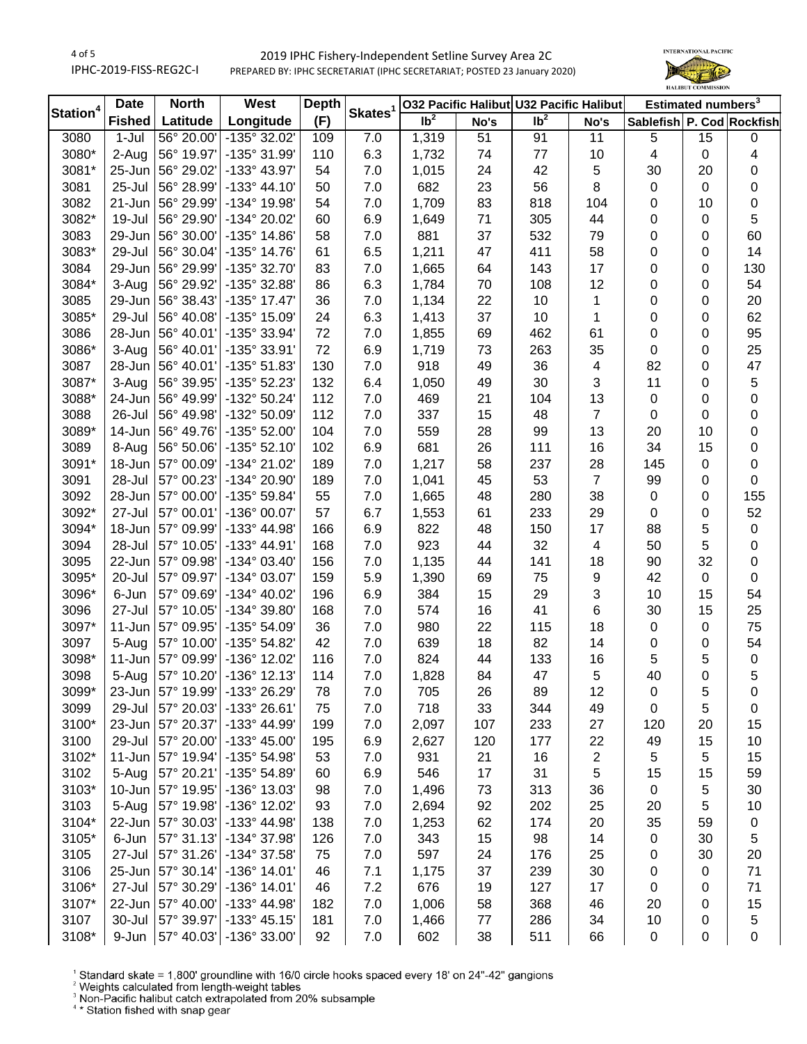| Station[4] | Date | North | West | Depth | Skates[1] | O32 Pacific Halibut | | U32 Pacific Halibut | | Estimated numbers[3] | | |
|---|---|---|---|---|---|---|---|---|---|---|---|---|
| | Fished | Latitude | Longitude | (F) | | lb[2] | No's | lb[2] | No's | Sablefish | P. Cod | Rockfish |
| 3080 | 1-Jul | 56° 20.00' | -135° 32.02' | 109 | 7.0 | 1,319 | 51 | 91 | 11 | 5 | 15 | 0 |
| 3080* | 2-Aug | 56° 19.97' | -135° 31.99' | 110 | 6.3 | 1,732 | 74 | 77 | 10 | 4 | 0 | 4 |
| 3081* | 25-Jun | 56° 29.02' | -133° 43.97' | 54 | 7.0 | 1,015 | 24 | 42 | 5 | 30 | 20 | 0 |
| 3081 | 25-Jul | 56° 28.99' | -133° 44.10' | 50 | 7.0 | 682 | 23 | 56 | 8 | 0 | 0 | 0 |
| 3082 | 21-Jun | 56° 29.99' | -134° 19.98' | 54 | 7.0 | 1,709 | 83 | 818 | 104 | 0 | 10 | 0 |
| 3082* | 19-Jul | 56° 29.90' | -134° 20.02' | 60 | 6.9 | 1,649 | 71 | 305 | 44 | 0 | 0 | 5 |
| 3083 | 29-Jun | 56° 30.00' | -135° 14.86' | 58 | 7.0 | 881 | 37 | 532 | 79 | 0 | 0 | 60 |
| 3083* | 29-Jul | 56° 30.04' | -135° 14.76' | 61 | 6.5 | 1,211 | 47 | 411 | 58 | 0 | 0 | 14 |
| 3084 | 29-Jun | 56° 29.99' | -135° 32.70' | 83 | 7.0 | 1,665 | 64 | 143 | 17 | 0 | 0 | 130 |
| 3084* | 3-Aug | 56° 29.92' | -135° 32.88' | 86 | 6.3 | 1,784 | 70 | 108 | 12 | 0 | 0 | 54 |
| 3085 | 29-Jun | 56° 38.43' | -135° 17.47' | 36 | 7.0 | 1,134 | 22 | 10 | 1 | 0 | 0 | 20 |
| 3085* | 29-Jul | 56° 40.08' | -135° 15.09' | 24 | 6.3 | 1,413 | 37 | 10 | 1 | 0 | 0 | 62 |
| 3086 | 28-Jun | 56° 40.01' | -135° 33.94' | 72 | 7.0 | 1,855 | 69 | 462 | 61 | 0 | 0 | 95 |
| 3086* | 3-Aug | 56° 40.01' | -135° 33.91' | 72 | 6.9 | 1,719 | 73 | 263 | 35 | 0 | 0 | 25 |
| 3087 | 28-Jun | 56° 40.01' | -135° 51.83' | 130 | 7.0 | 918 | 49 | 36 | 4 | 82 | 0 | 47 |
| 3087* | 3-Aug | 56° 39.95' | -135° 52.23' | 132 | 6.4 | 1,050 | 49 | 30 | 3 | 11 | 0 | 5 |
| 3088* | 24-Jun | 56° 49.99' | -132° 50.24' | 112 | 7.0 | 469 | 21 | 104 | 13 | 0 | 0 | 0 |
| 3088 | 26-Jul | 56° 49.98' | -132° 50.09' | 112 | 7.0 | 337 | 15 | 48 | 7 | 0 | 0 | 0 |
| 3089* | 14-Jun | 56° 49.76' | -135° 52.00' | 104 | 7.0 | 559 | 28 | 99 | 13 | 20 | 10 | 0 |
| 3089 | 8-Aug | 56° 50.06' | -135° 52.10' | 102 | 6.9 | 681 | 26 | 111 | 16 | 34 | 15 | 0 |
| 3091* | 18-Jun | 57° 00.09' | -134° 21.02' | 189 | 7.0 | 1,217 | 58 | 237 | 28 | 145 | 0 | 0 |
| 3091 | 28-Jul | 57° 00.23' | -134° 20.90' | 189 | 7.0 | 1,041 | 45 | 53 | 7 | 99 | 0 | 0 |
| 3092 | 28-Jun | 57° 00.00' | -135° 59.84' | 55 | 7.0 | 1,665 | 48 | 280 | 38 | 0 | 0 | 155 |
| 3092* | 27-Jul | 57° 00.01' | -136° 00.07' | 57 | 6.7 | 1,553 | 61 | 233 | 29 | 0 | 0 | 52 |
| 3094* | 18-Jun | 57° 09.99' | -133° 44.98' | 166 | 6.9 | 822 | 48 | 150 | 17 | 88 | 5 | 0 |
| 3094 | 28-Jul | 57° 10.05' | -133° 44.91' | 168 | 7.0 | 923 | 44 | 32 | 4 | 50 | 5 | 0 |
| 3095 | 22-Jun | 57° 09.98' | -134° 03.40' | 156 | 7.0 | 1,135 | 44 | 141 | 18 | 90 | 32 | 0 |
| 3095* | 20-Jul | 57° 09.97' | -134° 03.07' | 159 | 5.9 | 1,390 | 69 | 75 | 9 | 42 | 0 | 0 |
| 3096* | 6-Jun | 57° 09.69' | -134° 40.02' | 196 | 6.9 | 384 | 15 | 29 | 3 | 10 | 15 | 54 |
| 3096 | 27-Jul | 57° 10.05' | -134° 39.80' | 168 | 7.0 | 574 | 16 | 41 | 6 | 30 | 15 | 25 |
| 3097* | 11-Jun | 57° 09.95' | -135° 54.09' | 36 | 7.0 | 980 | 22 | 115 | 18 | 0 | 0 | 75 |
| 3097 | 5-Aug | 57° 10.00' | -135° 54.82' | 42 | 7.0 | 639 | 18 | 82 | 14 | 0 | 0 | 54 |
| 3098* | 11-Jun | 57° 09.99' | -136° 12.02' | 116 | 7.0 | 824 | 44 | 133 | 16 | 5 | 5 | 0 |
| 3098 | 5-Aug | 57° 10.20' | -136° 12.13' | 114 | 7.0 | 1,828 | 84 | 47 | 5 | 40 | 0 | 5 |
| 3099* | 23-Jun | 57° 19.99' | -133° 26.29' | 78 | 7.0 | 705 | 26 | 89 | 12 | 0 | 5 | 0 |
| 3099 | 29-Jul | 57° 20.03' | -133° 26.61' | 75 | 7.0 | 718 | 33 | 344 | 49 | 0 | 5 | 0 |
| 3100* | 23-Jun | 57° 20.37' | -133° 44.99' | 199 | 7.0 | 2,097 | 107 | 233 | 27 | 120 | 20 | 15 |
| 3100 | 29-Jul | 57° 20.00' | -133° 45.00' | 195 | 6.9 | 2,627 | 120 | 177 | 22 | 49 | 15 | 10 |
| 3102* | 11-Jun | 57° 19.94' | -135° 54.98' | 53 | 7.0 | 931 | 21 | 16 | 2 | 5 | 5 | 15 |
| 3102 | 5-Aug | 57° 20.21' | -135° 54.89' | 60 | 6.9 | 546 | 17 | 31 | 5 | 15 | 15 | 59 |
| 3103* | 10-Jun | 57° 19.95' | -136° 13.03' | 98 | 7.0 | 1,496 | 73 | 313 | 36 | 0 | 5 | 30 |
| 3103 | 5-Aug | 57° 19.98' | -136° 12.02' | 93 | 7.0 | 2,694 | 92 | 202 | 25 | 20 | 5 | 10 |
| 3104* | 22-Jun | 57° 30.03' | -133° 44.98' | 138 | 7.0 | 1,253 | 62 | 174 | 20 | 35 | 59 | 0 |
| 3105* | 6-Jun | 57° 31.13' | -134° 37.98' | 126 | 7.0 | 343 | 15 | 98 | 14 | 0 | 30 | 5 |
| 3105 | 27-Jul | 57° 31.26' | -134° 37.58' | 75 | 7.0 | 597 | 24 | 176 | 25 | 0 | 30 | 20 |
| 3106 | 25-Jun | 57° 30.14' | -136° 14.01' | 46 | 7.1 | 1,175 | 37 | 239 | 30 | 0 | 0 | 71 |
| 3106* | 27-Jul | 57° 30.29' | -136° 14.01' | 46 | 7.2 | 676 | 19 | 127 | 17 | 0 | 0 | 71 |
| 3107* | 22-Jun | 57° 40.00' | -133° 44.98' | 182 | 7.0 | 1,006 | 58 | 368 | 46 | 20 | 0 | 15 |
| 3107 | 30-Jul | 57° 39.97' | -133° 45.15' | 181 | 7.0 | 1,466 | 77 | 286 | 34 | 10 | 0 | 5 |
| 3108* | 9-Jun | 57° 40.03' | -136° 33.00' | 92 | 7.0 | 602 | 38 | 511 | 66 | 0 | 0 | 0 |

[1] Standard skate = 1,800' groundline with 16/0 circle hooks spaced every 18' on 24"-42" gangions
[2] Weights calculated from length-weight tables
[3] Non-Pacific halibut catch extrapolated from 20% subsample
[4] * Station fished with snap gear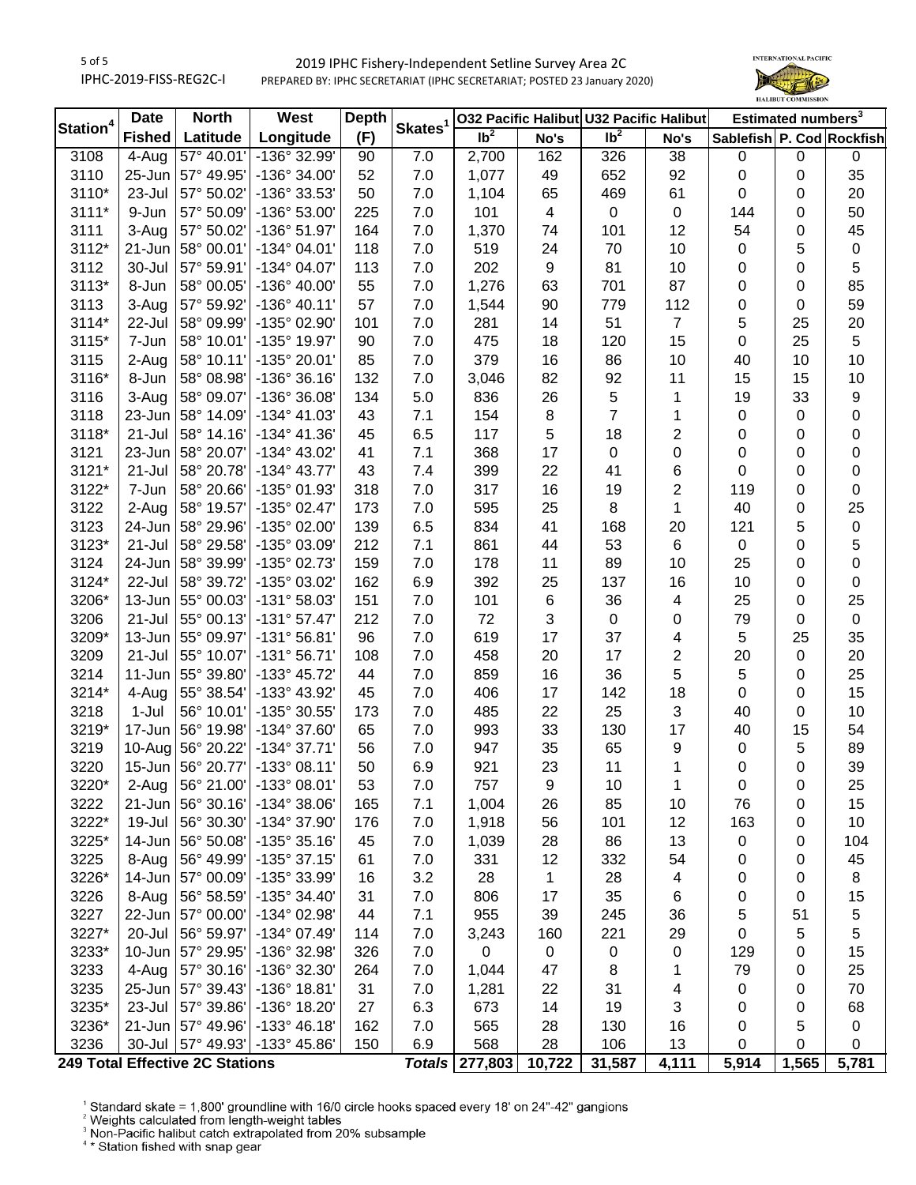2019 IPHC Fishery-Independent Setline Survey Area 2C

PREPARED BY: IPHC SECRETARIAT (IPHC SECRETARIAT; POSTED 23 January 2020)

IPHC-2019-FISS-REG2C-I

| Station[4] | Date | North | West | Depth | Skates[1] | O32 Pacific Halibut | | U32 Pacific Halibut | | Estimated numbers[3] | | |
|---|---|---|---|---|---|---|---|---|---|---|---|---|
| | Fished | Latitude | Longitude | (F) | | lb[2] | No's | lb[2] | No's | Sablefish | P. Cod | Rockfish |
| 3108 | 4-Aug | 57° 40.01' | -136° 32.99' | 90 | 7.0 | 2,700 | 162 | 326 | 38 | 0 | 0 | 0 |
| 3110 | 25-Jun | 57° 49.95' | -136° 34.00' | 52 | 7.0 | 1,077 | 49 | 652 | 92 | 0 | 0 | 35 |
| 3110* | 23-Jul | 57° 50.02' | -136° 33.53' | 50 | 7.0 | 1,104 | 65 | 469 | 61 | 0 | 0 | 20 |
| 3111* | 9-Jun | 57° 50.09' | -136° 53.00' | 225 | 7.0 | 101 | 4 | 0 | 0 | 144 | 0 | 50 |
| 3111 | 3-Aug | 57° 50.02' | -136° 51.97' | 164 | 7.0 | 1,370 | 74 | 101 | 12 | 54 | 0 | 45 |
| 3112* | 21-Jun | 58° 00.01' | -134° 04.01' | 118 | 7.0 | 519 | 24 | 70 | 10 | 0 | 5 | 0 |
| 3112 | 30-Jul | 57° 59.91' | -134° 04.07' | 113 | 7.0 | 202 | 9 | 81 | 10 | 0 | 0 | 5 |
| 3113* | 8-Jun | 58° 00.05' | -136° 40.00' | 55 | 7.0 | 1,276 | 63 | 701 | 87 | 0 | 0 | 85 |
| 3113 | 3-Aug | 57° 59.92' | -136° 40.11' | 57 | 7.0 | 1,544 | 90 | 779 | 112 | 0 | 0 | 59 |
| 3114* | 22-Jul | 58° 09.99' | -135° 02.90' | 101 | 7.0 | 281 | 14 | 51 | 7 | 5 | 25 | 20 |
| 3115* | 7-Jun | 58° 10.01' | -135° 19.97' | 90 | 7.0 | 475 | 18 | 120 | 15 | 0 | 25 | 5 |
| 3115 | 2-Aug | 58° 10.11' | -135° 20.01' | 85 | 7.0 | 379 | 16 | 86 | 10 | 40 | 10 | 10 |
| 3116* | 8-Jun | 58° 08.98' | -136° 36.16' | 132 | 7.0 | 3,046 | 82 | 92 | 11 | 15 | 15 | 10 |
| 3116 | 3-Aug | 58° 09.07' | -136° 36.08' | 134 | 5.0 | 836 | 26 | 5 | 1 | 19 | 33 | 9 |
| 3118 | 23-Jun | 58° 14.09' | -134° 41.03' | 43 | 7.1 | 154 | 8 | 7 | 1 | 0 | 0 | 0 |
| 3118* | 21-Jul | 58° 14.16' | -134° 41.36' | 45 | 6.5 | 117 | 5 | 18 | 2 | 0 | 0 | 0 |
| 3121 | 23-Jun | 58° 20.07' | -134° 43.02' | 41 | 7.1 | 368 | 17 | 0 | 0 | 0 | 0 | 0 |
| 3121* | 21-Jul | 58° 20.78' | -134° 43.77' | 43 | 7.4 | 399 | 22 | 41 | 6 | 0 | 0 | 0 |
| 3122* | 7-Jun | 58° 20.66' | -135° 01.93' | 318 | 7.0 | 317 | 16 | 19 | 2 | 119 | 0 | 0 |
| 3122 | 2-Aug | 58° 19.57' | -135° 02.47' | 173 | 7.0 | 595 | 25 | 8 | 1 | 40 | 0 | 25 |
| 3123 | 24-Jun | 58° 29.96' | -135° 02.00' | 139 | 6.5 | 834 | 41 | 168 | 20 | 121 | 5 | 0 |
| 3123* | 21-Jul | 58° 29.58' | -135° 03.09' | 212 | 7.1 | 861 | 44 | 53 | 6 | 0 | 0 | 5 |
| 3124 | 24-Jun | 58° 39.99' | -135° 02.73' | 159 | 7.0 | 178 | 11 | 89 | 10 | 25 | 0 | 0 |
| 3124* | 22-Jul | 58° 39.72' | -135° 03.02' | 162 | 6.9 | 392 | 25 | 137 | 16 | 10 | 0 | 0 |
| 3206* | 13-Jun | 55° 00.03' | -131° 58.03' | 151 | 7.0 | 101 | 6 | 36 | 4 | 25 | 0 | 25 |
| 3206 | 21-Jul | 55° 00.13' | -131° 57.47' | 212 | 7.0 | 72 | 3 | 0 | 0 | 79 | 0 | 0 |
| 3209* | 13-Jun | 55° 09.97' | -131° 56.81' | 96 | 7.0 | 619 | 17 | 37 | 4 | 5 | 25 | 35 |
| 3209 | 21-Jul | 55° 10.07' | -131° 56.71' | 108 | 7.0 | 458 | 20 | 17 | 2 | 20 | 0 | 20 |
| 3214 | 11-Jun | 55° 39.80' | -133° 45.72' | 44 | 7.0 | 859 | 16 | 36 | 5 | 5 | 0 | 25 |
| 3214* | 4-Aug | 55° 38.54' | -133° 43.92' | 45 | 7.0 | 406 | 17 | 142 | 18 | 0 | 0 | 15 |
| 3218 | 1-Jul | 56° 10.01' | -135° 30.55' | 173 | 7.0 | 485 | 22 | 25 | 3 | 40 | 0 | 10 |
| 3219* | 17-Jun | 56° 19.98' | -134° 37.60' | 65 | 7.0 | 993 | 33 | 130 | 17 | 40 | 15 | 54 |
| 3219 | 10-Aug | 56° 20.22' | -134° 37.71' | 56 | 7.0 | 947 | 35 | 65 | 9 | 0 | 5 | 89 |
| 3220 | 15-Jun | 56° 20.77' | -133° 08.11' | 50 | 6.9 | 921 | 23 | 11 | 1 | 0 | 0 | 39 |
| 3220* | 2-Aug | 56° 21.00' | -133° 08.01' | 53 | 7.0 | 757 | 9 | 10 | 1 | 0 | 0 | 25 |
| 3222 | 21-Jun | 56° 30.16' | -134° 38.06' | 165 | 7.1 | 1,004 | 26 | 85 | 10 | 76 | 0 | 15 |
| 3222* | 19-Jul | 56° 30.30' | -134° 37.90' | 176 | 7.0 | 1,918 | 56 | 101 | 12 | 163 | 0 | 10 |
| 3225* | 14-Jun | 56° 50.08' | -135° 35.16' | 45 | 7.0 | 1,039 | 28 | 86 | 13 | 0 | 0 | 104 |
| 3225 | 8-Aug | 56° 49.99' | -135° 37.15' | 61 | 7.0 | 331 | 12 | 332 | 54 | 0 | 0 | 45 |
| 3226* | 14-Jun | 57° 00.09' | -135° 33.99' | 16 | 3.2 | 28 | 1 | 28 | 4 | 0 | 0 | 8 |
| 3226 | 8-Aug | 56° 58.59' | -135° 34.40' | 31 | 7.0 | 806 | 17 | 35 | 6 | 0 | 0 | 15 |
| 3227 | 22-Jun | 57° 00.00' | -134° 02.98' | 44 | 7.1 | 955 | 39 | 245 | 36 | 5 | 51 | 5 |
| 3227* | 20-Jul | 56° 59.97' | -134° 07.49' | 114 | 7.0 | 3,243 | 160 | 221 | 29 | 0 | 5 | 5 |
| 3233* | 10-Jun | 57° 29.95' | -136° 32.98' | 326 | 7.0 | 0 | 0 | 0 | 0 | 129 | 0 | 15 |
| 3233 | 4-Aug | 57° 30.16' | -136° 32.30' | 264 | 7.0 | 1,044 | 47 | 8 | 1 | 79 | 0 | 25 |
| 3235 | 25-Jun | 57° 39.43' | -136° 18.81' | 31 | 7.0 | 1,281 | 22 | 31 | 4 | 0 | 0 | 70 |
| 3235* | 23-Jul | 57° 39.86' | -136° 18.20' | 27 | 6.3 | 673 | 14 | 19 | 3 | 0 | 0 | 68 |
| 3236* | 21-Jun | 57° 49.96' | -133° 46.18' | 162 | 7.0 | 565 | 28 | 130 | 16 | 0 | 5 | 0 |
| 3236 | 30-Jul | 57° 49.93' | -133° 45.86' | 150 | 6.9 | 568 | 28 | 106 | 13 | 0 | 0 | 0 |
| **249 Total Effective 2C Stations** | | | | | ***Totals*** | **277,803** | **10,722** | **31,587** | **4,111** | **5,914** | **1,565** | **5,781** |

[1] Standard skate = 1,800' groundline with 16/0 circle hooks spaced every 18' on 24"-42" gangions
[2] Weights calculated from length-weight tables
[3] Non-Pacific halibut catch extrapolated from 20% subsample
[4] * Station fished with snap gear